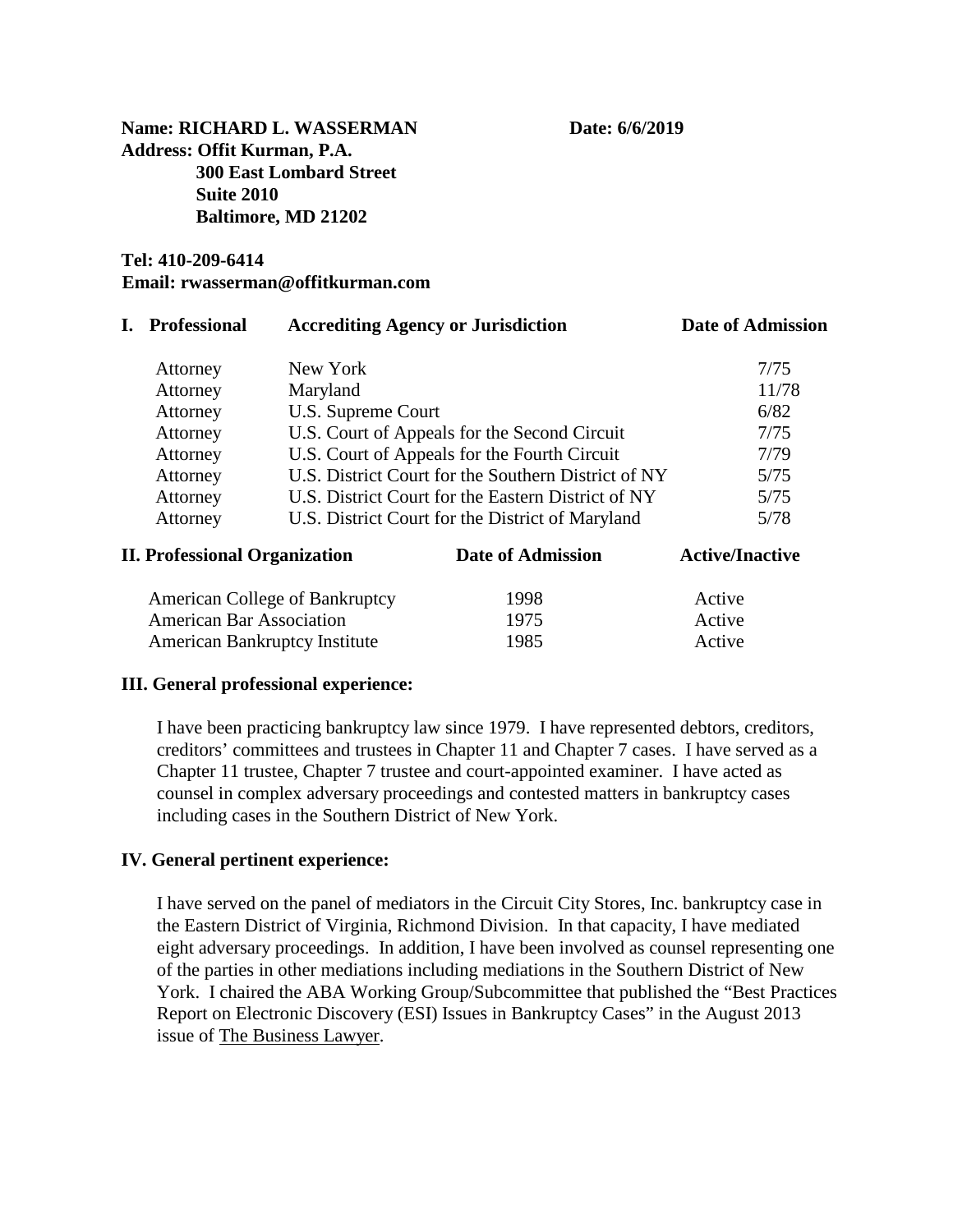**Name: RICHARD L. WASSERMAN** **Date: 6/6/2019**

**Address: Offit Kurman, P.A.**
**300 East Lombard Street**
**Suite 2010**
**Baltimore, MD 21202**

**Tel: 410-209-6414**
**Email: rwasserman@offitkurman.com**

| **I. Professional** | **Accrediting Agency or Jurisdiction** | **Date of Admission** |
|---|---|---|
| Attorney | New York | 7/75 |
| Attorney | Maryland | 11/78 |
| Attorney | U.S. Supreme Court | 6/82 |
| Attorney | U.S. Court of Appeals for the Second Circuit | 7/75 |
| Attorney | U.S. Court of Appeals for the Fourth Circuit | 7/79 |
| Attorney | U.S. District Court for the Southern District of NY | 5/75 |
| Attorney | U.S. District Court for the Eastern District of NY | 5/75 |
| Attorney | U.S. District Court for the District of Maryland | 5/78 |

| **II. Professional Organization** | **Date of Admission** | **Active/Inactive** |
|---|---|---|
| American College of Bankruptcy | 1998 | Active |
| American Bar Association | 1975 | Active |
| American Bankruptcy Institute | 1985 | Active |

**III. General professional experience:**

I have been practicing bankruptcy law since 1979. I have represented debtors, creditors, creditors' committees and trustees in Chapter 11 and Chapter 7 cases. I have served as a Chapter 11 trustee, Chapter 7 trustee and court-appointed examiner. I have acted as counsel in complex adversary proceedings and contested matters in bankruptcy cases including cases in the Southern District of New York.

**IV. General pertinent experience:**

I have served on the panel of mediators in the Circuit City Stores, Inc. bankruptcy case in the Eastern District of Virginia, Richmond Division. In that capacity, I have mediated eight adversary proceedings. In addition, I have been involved as counsel representing one of the parties in other mediations including mediations in the Southern District of New York. I chaired the ABA Working Group/Subcommittee that published the "Best Practices Report on Electronic Discovery (ESI) Issues in Bankruptcy Cases" in the August 2013 issue of The Business Lawyer.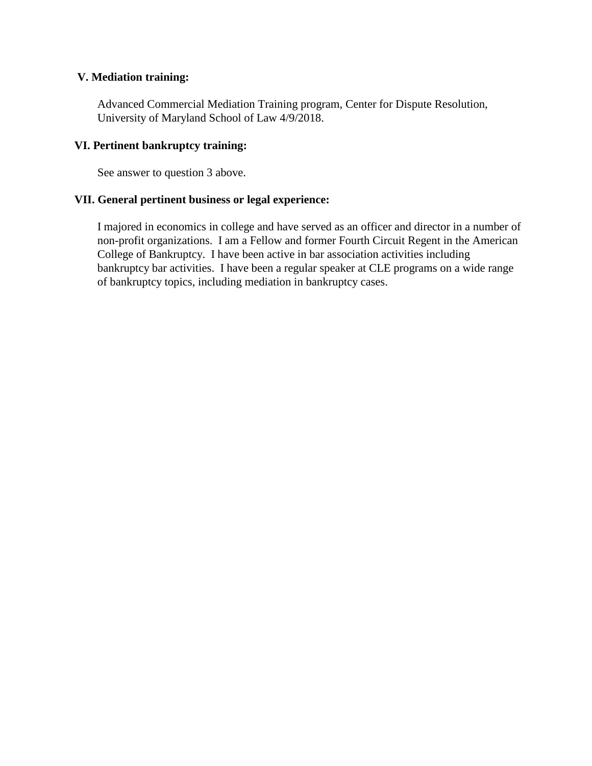**V. Mediation training:**

Advanced Commercial Mediation Training program, Center for Dispute Resolution, University of Maryland School of Law 4/9/2018.

**VI. Pertinent bankruptcy training:**

See answer to question 3 above.

**VII. General pertinent business or legal experience:**

I majored in economics in college and have served as an officer and director in a number of non-profit organizations. I am a Fellow and former Fourth Circuit Regent in the American College of Bankruptcy. I have been active in bar association activities including bankruptcy bar activities. I have been a regular speaker at CLE programs on a wide range of bankruptcy topics, including mediation in bankruptcy cases.